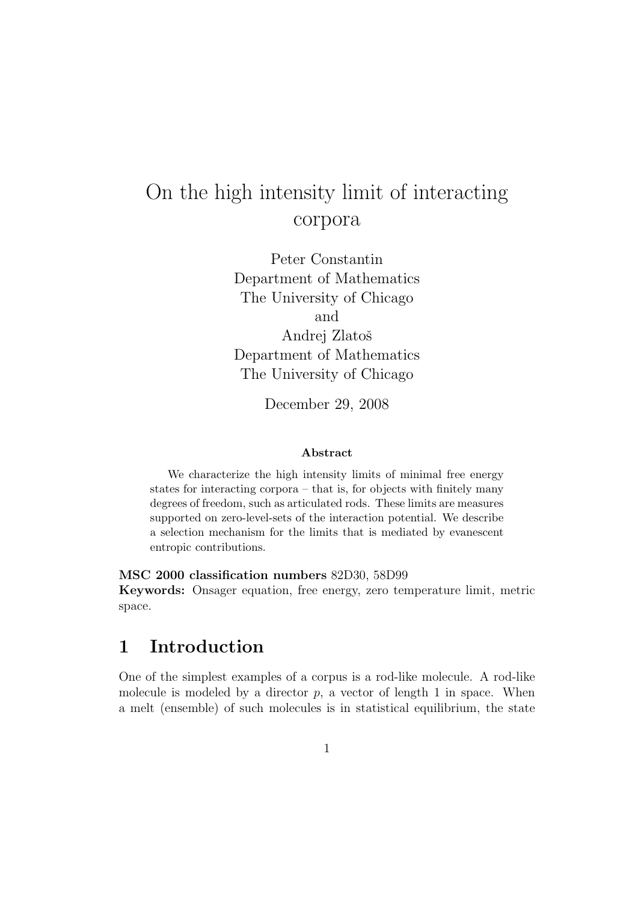# On the high intensity limit of interacting corpora

Peter Constantin
Department of Mathematics
The University of Chicago
and
Andrej Zlatoš
Department of Mathematics
The University of Chicago

December 29, 2008

**Abstract**

We characterize the high intensity limits of minimal free energy states for interacting corpora – that is, for objects with finitely many degrees of freedom, such as articulated rods. These limits are measures supported on zero-level-sets of the interaction potential. We describe a selection mechanism for the limits that is mediated by evanescent entropic contributions.

**MSC 2000 classification numbers** 82D30, 58D99
**Keywords:** Onsager equation, free energy, zero temperature limit, metric space.

## 1 Introduction

One of the simplest examples of a corpus is a rod-like molecule. A rod-like molecule is modeled by a director $p$, a vector of length 1 in space. When a melt (ensemble) of such molecules is in statistical equilibrium, the state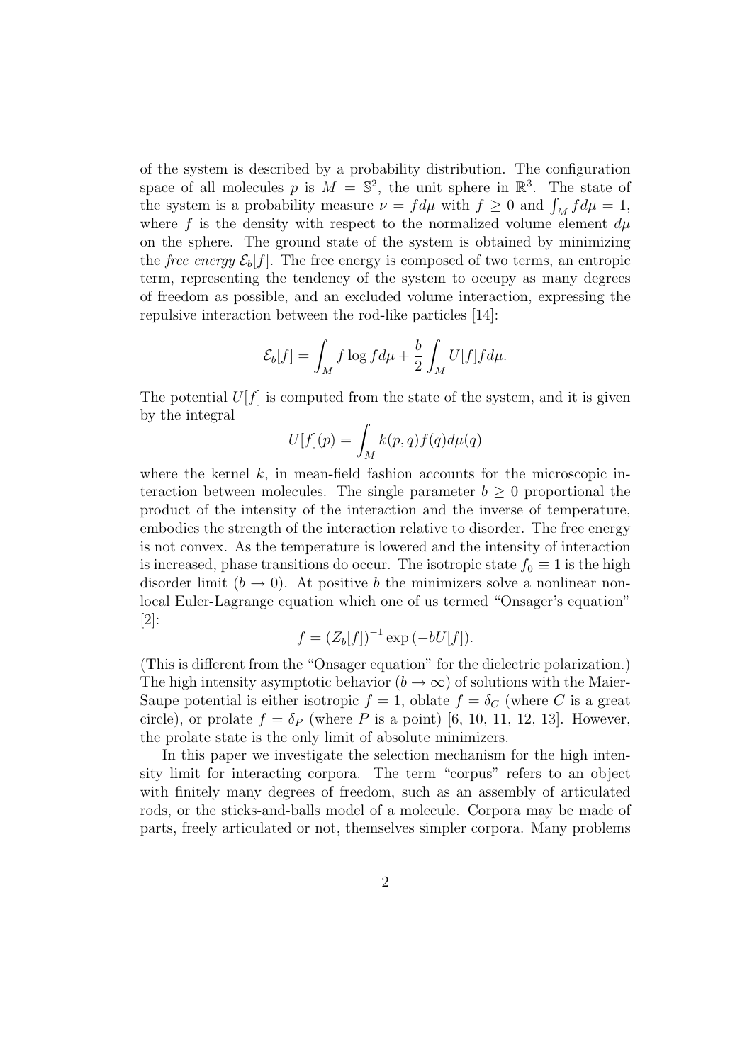of the system is described by a probability distribution. The configuration space of all molecules $p$ is $M = \mathbb{S}^2$, the unit sphere in $\mathbb{R}^3$. The state of the system is a probability measure $\nu = f d\mu$ with $f \geq 0$ and $\int_M f d\mu = 1$, where $f$ is the density with respect to the normalized volume element $d\mu$ on the sphere. The ground state of the system is obtained by minimizing the *free energy* $\mathcal{E}_b[f]$. The free energy is composed of two terms, an entropic term, representing the tendency of the system to occupy as many degrees of freedom as possible, and an excluded volume interaction, expressing the repulsive interaction between the rod-like particles [14]:

$$\mathcal{E}_b[f] = \int_M f \log f d\mu + \frac{b}{2} \int_M U[f] f d\mu.$$

The potential $U[f]$ is computed from the state of the system, and it is given by the integral

$$U[f](p) = \int_M k(p,q) f(q) d\mu(q)$$

where the kernel $k$, in mean-field fashion accounts for the microscopic interaction between molecules. The single parameter $b \geq 0$ proportional the product of the intensity of the interaction and the inverse of temperature, embodies the strength of the interaction relative to disorder. The free energy is not convex. As the temperature is lowered and the intensity of interaction is increased, phase transitions do occur. The isotropic state $f_0 \equiv 1$ is the high disorder limit ($b \to 0$). At positive $b$ the minimizers solve a nonlinear nonlocal Euler-Lagrange equation which one of us termed "Onsager's equation" [2]:

$$f = (Z_b[f])^{-1} \exp\left(-bU[f]\right).$$

(This is different from the "Onsager equation" for the dielectric polarization.) The high intensity asymptotic behavior ($b \to \infty$) of solutions with the Maier-Saupe potential is either isotropic $f = 1$, oblate $f = \delta_C$ (where $C$ is a great circle), or prolate $f = \delta_P$ (where $P$ is a point) [6, 10, 11, 12, 13]. However, the prolate state is the only limit of absolute minimizers.

In this paper we investigate the selection mechanism for the high intensity limit for interacting corpora. The term "corpus" refers to an object with finitely many degrees of freedom, such as an assembly of articulated rods, or the sticks-and-balls model of a molecule. Corpora may be made of parts, freely articulated or not, themselves simpler corpora. Many problems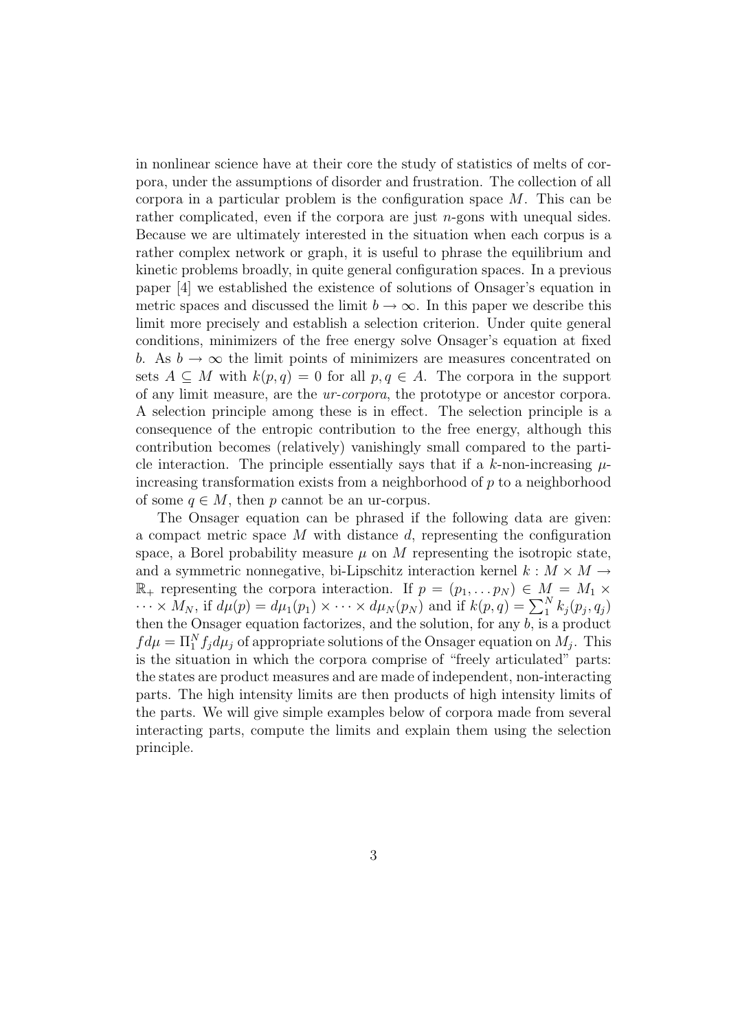in nonlinear science have at their core the study of statistics of melts of corpora, under the assumptions of disorder and frustration. The collection of all corpora in a particular problem is the configuration space $M$. This can be rather complicated, even if the corpora are just $n$-gons with unequal sides. Because we are ultimately interested in the situation when each corpus is a rather complex network or graph, it is useful to phrase the equilibrium and kinetic problems broadly, in quite general configuration spaces. In a previous paper [4] we established the existence of solutions of Onsager's equation in metric spaces and discussed the limit $b \to \infty$. In this paper we describe this limit more precisely and establish a selection criterion. Under quite general conditions, minimizers of the free energy solve Onsager's equation at fixed $b$. As $b \to \infty$ the limit points of minimizers are measures concentrated on sets $A \subseteq M$ with $k(p, q) = 0$ for all $p, q \in A$. The corpora in the support of any limit measure, are the *ur-corpora*, the prototype or ancestor corpora. A selection principle among these is in effect. The selection principle is a consequence of the entropic contribution to the free energy, although this contribution becomes (relatively) vanishingly small compared to the particle interaction. The principle essentially says that if a $k$-non-increasing $\mu$-increasing transformation exists from a neighborhood of $p$ to a neighborhood of some $q \in M$, then $p$ cannot be an ur-corpus.

The Onsager equation can be phrased if the following data are given: a compact metric space $M$ with distance $d$, representing the configuration space, a Borel probability measure $\mu$ on $M$ representing the isotropic state, and a symmetric nonnegative, bi-Lipschitz interaction kernel $k : M \times M \to \mathbb{R}_+$ representing the corpora interaction. If $p = (p_1, \dots p_N) \in M = M_1 \times \cdots \times M_N$, if $d\mu(p) = d\mu_1(p_1) \times \cdots \times d\mu_N(p_N)$ and if $k(p, q) = \sum_1^N k_j(p_j, q_j)$ then the Onsager equation factorizes, and the solution, for any $b$, is a product $f d\mu = \Pi_1^N f_j d\mu_j$ of appropriate solutions of the Onsager equation on $M_j$. This is the situation in which the corpora comprise of "freely articulated" parts: the states are product measures and are made of independent, non-interacting parts. The high intensity limits are then products of high intensity limits of the parts. We will give simple examples below of corpora made from several interacting parts, compute the limits and explain them using the selection principle.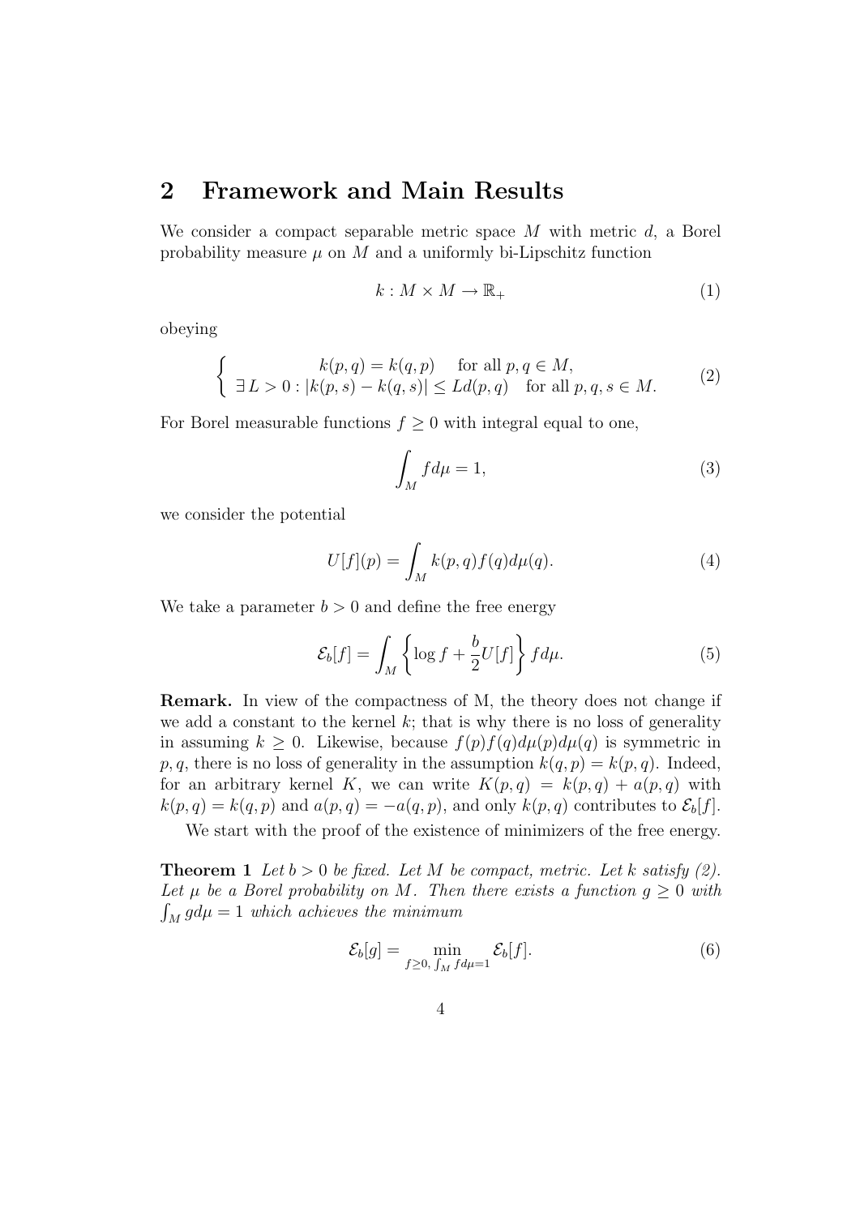## 2 Framework and Main Results

We consider a compact separable metric space $M$ with metric $d$, a Borel probability measure $\mu$ on $M$ and a uniformly bi-Lipschitz function

$$k : M \times M \to \mathbb{R}_+ \tag{1}$$

obeying

$$\left\{ \begin{array}{c} k(p,q) = k(q,p) \quad \text{for all } p, q \in M, \\ \exists\, L > 0 : |k(p,s) - k(q,s)| \leq L d(p,q) \quad \text{for all } p, q, s \in M. \end{array} \right. \tag{2}$$

For Borel measurable functions $f \geq 0$ with integral equal to one,

$$\int_M f d\mu = 1, \tag{3}$$

we consider the potential

$$U[f](p) = \int_M k(p,q) f(q) d\mu(q). \tag{4}$$

We take a parameter $b > 0$ and define the free energy

$$\mathcal{E}_b[f] = \int_M \left\{ \log f + \frac{b}{2} U[f] \right\} f d\mu. \tag{5}$$

**Remark.** In view of the compactness of M, the theory does not change if we add a constant to the kernel $k$; that is why there is no loss of generality in assuming $k \geq 0$. Likewise, because $f(p)f(q)d\mu(p)d\mu(q)$ is symmetric in $p, q$, there is no loss of generality in the assumption $k(q,p) = k(p,q)$. Indeed, for an arbitrary kernel $K$, we can write $K(p,q) = k(p,q) + a(p,q)$ with $k(p,q) = k(q,p)$ and $a(p,q) = -a(q,p)$, and only $k(p,q)$ contributes to $\mathcal{E}_b[f]$.

We start with the proof of the existence of minimizers of the free energy.

**Theorem 1** *Let $b > 0$ be fixed. Let $M$ be compact, metric. Let $k$ satisfy (2). Let $\mu$ be a Borel probability on $M$. Then there exists a function $g \geq 0$ with $\int_M g d\mu = 1$ which achieves the minimum*

$$\mathcal{E}_b[g] = \min_{f \geq 0,\, \int_M f d\mu = 1} \mathcal{E}_b[f]. \tag{6}$$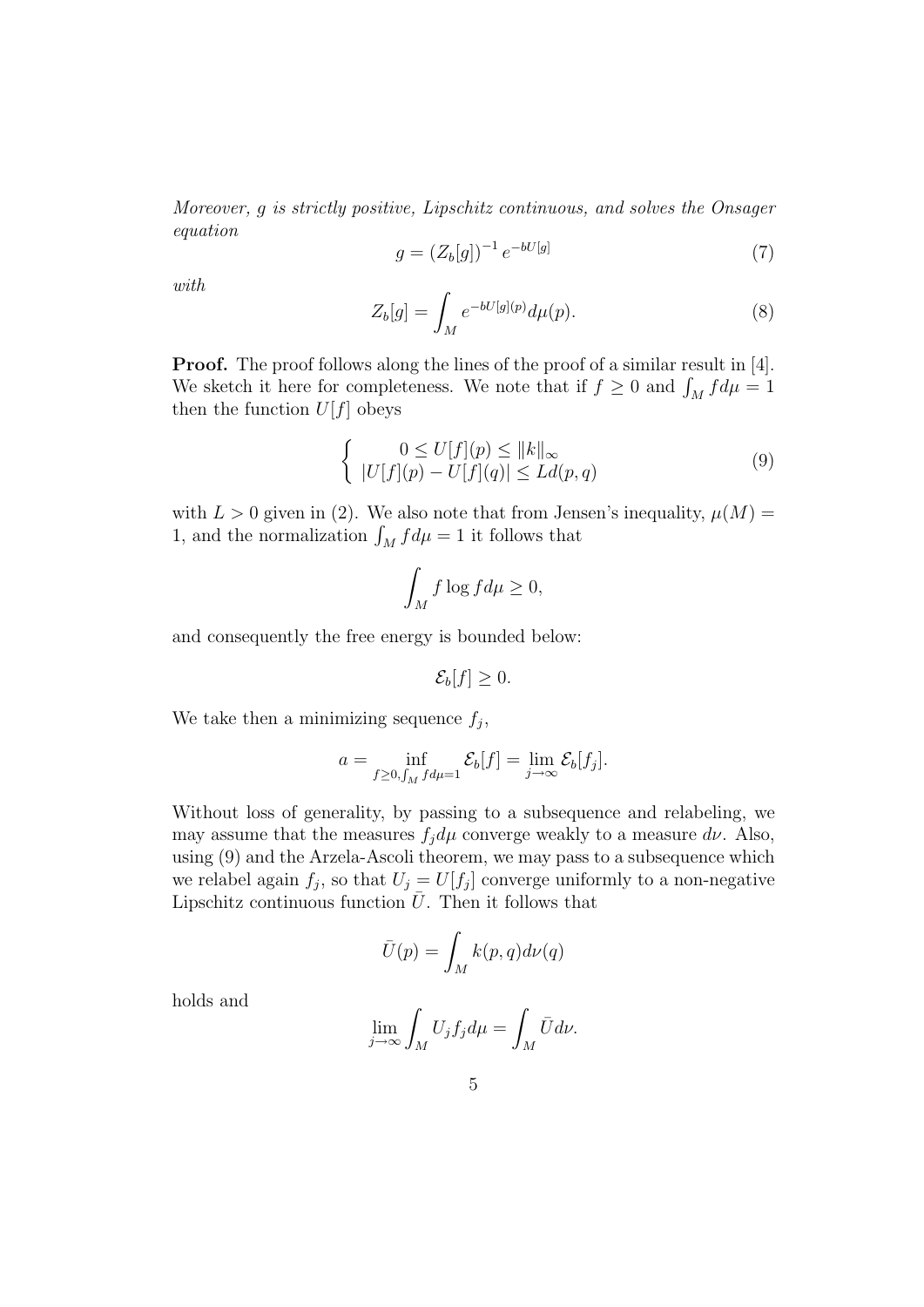*Moreover, $g$ is strictly positive, Lipschitz continuous, and solves the Onsager equation*

$$g = (Z_b[g])^{-1} e^{-bU[g]} \tag{7}$$

*with*

$$Z_b[g] = \int_M e^{-bU[g](p)} d\mu(p). \tag{8}$$

**Proof.** The proof follows along the lines of the proof of a similar result in [4]. We sketch it here for completeness. We note that if $f \geq 0$ and $\int_M f d\mu = 1$ then the function $U[f]$ obeys

$$\begin{cases} 0 \leq U[f](p) \leq \|k\|_\infty \\ |U[f](p) - U[f](q)| \leq L d(p,q) \end{cases} \tag{9}$$

with $L > 0$ given in (2). We also note that from Jensen's inequality, $\mu(M) = 1$, and the normalization $\int_M f d\mu = 1$ it follows that

$$\int_M f \log f d\mu \geq 0,$$

and consequently the free energy is bounded below:

$$\mathcal{E}_b[f] \geq 0.$$

We take then a minimizing sequence $f_j$,

$$a = \inf_{f \geq 0, \int_M f d\mu = 1} \mathcal{E}_b[f] = \lim_{j \to \infty} \mathcal{E}_b[f_j].$$

Without loss of generality, by passing to a subsequence and relabeling, we may assume that the measures $f_j d\mu$ converge weakly to a measure $d\nu$. Also, using (9) and the Arzela-Ascoli theorem, we may pass to a subsequence which we relabel again $f_j$, so that $U_j = U[f_j]$ converge uniformly to a non-negative Lipschitz continuous function $\bar{U}$. Then it follows that

$$\bar{U}(p) = \int_M k(p,q) d\nu(q)$$

holds and

$$\lim_{j \to \infty} \int_M U_j f_j d\mu = \int_M \bar{U} d\nu.$$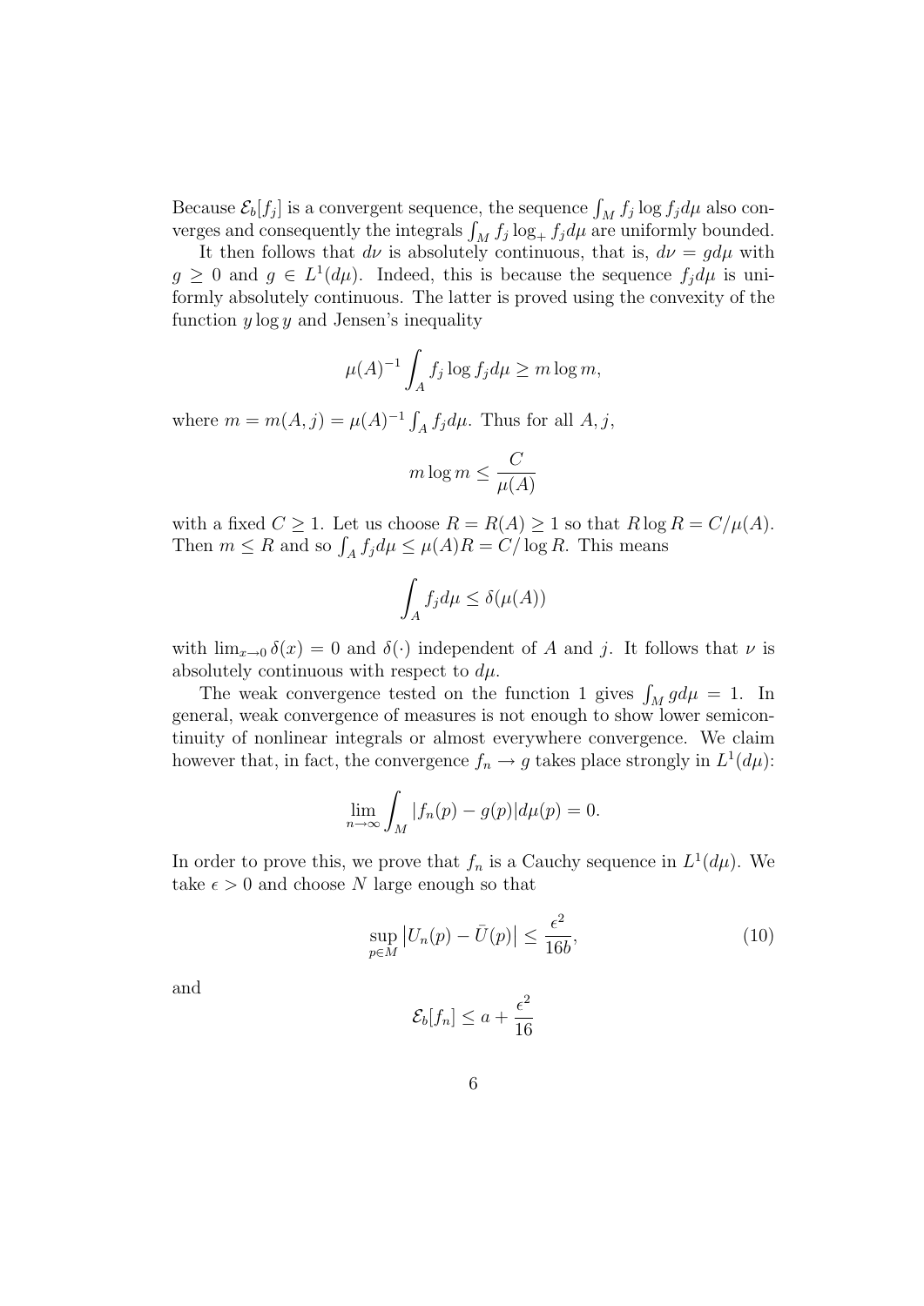Because $\mathcal{E}_b[f_j]$ is a convergent sequence, the sequence $\int_M f_j \log f_j d\mu$ also converges and consequently the integrals $\int_M f_j \log_+ f_j d\mu$ are uniformly bounded.

It then follows that $d\nu$ is absolutely continuous, that is, $d\nu = g d\mu$ with $g \geq 0$ and $g \in L^1(d\mu)$. Indeed, this is because the sequence $f_j d\mu$ is uniformly absolutely continuous. The latter is proved using the convexity of the function $y \log y$ and Jensen's inequality

$$\mu(A)^{-1} \int_A f_j \log f_j d\mu \geq m \log m,$$

where $m = m(A, j) = \mu(A)^{-1} \int_A f_j d\mu$. Thus for all $A, j$,

$$m \log m \leq \frac{C}{\mu(A)}$$

with a fixed $C \geq 1$. Let us choose $R = R(A) \geq 1$ so that $R \log R = C/\mu(A)$. Then $m \leq R$ and so $\int_A f_j d\mu \leq \mu(A) R = C/\log R$. This means

$$\int_A f_j d\mu \leq \delta(\mu(A))$$

with $\lim_{x \to 0} \delta(x) = 0$ and $\delta(\cdot)$ independent of $A$ and $j$. It follows that $\nu$ is absolutely continuous with respect to $d\mu$.

The weak convergence tested on the function 1 gives $\int_M g d\mu = 1$. In general, weak convergence of measures is not enough to show lower semicontinuity of nonlinear integrals or almost everywhere convergence. We claim however that, in fact, the convergence $f_n \to g$ takes place strongly in $L^1(d\mu)$:

$$\lim_{n \to \infty} \int_M |f_n(p) - g(p)| d\mu(p) = 0.$$

In order to prove this, we prove that $f_n$ is a Cauchy sequence in $L^1(d\mu)$. We take $\epsilon > 0$ and choose $N$ large enough so that

$$\sup_{p \in M} \left| U_n(p) - \bar{U}(p) \right| \leq \frac{\epsilon^2}{16b}, \tag{10}$$

and

$$\mathcal{E}_b[f_n] \leq a + \frac{\epsilon^2}{16}$$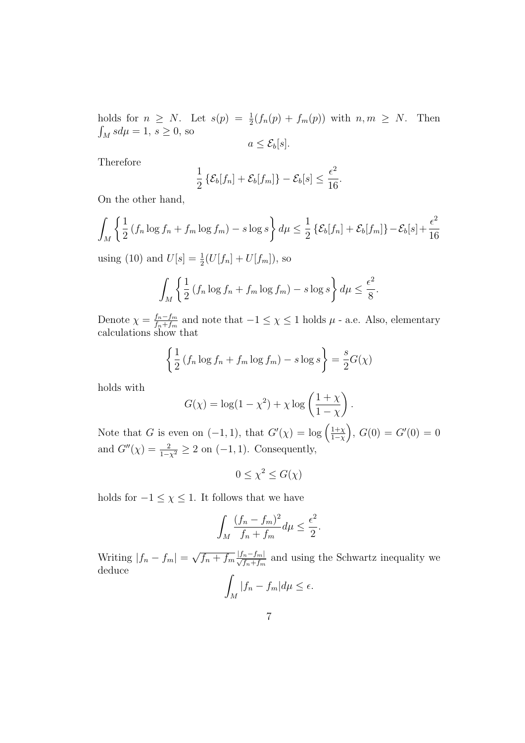holds for $n \geq N$. Let $s(p) = \frac{1}{2}(f_n(p) + f_m(p))$ with $n, m \geq N$. Then $\int_M s d\mu = 1$, $s \geq 0$, so

$$a \leq \mathcal{E}_b[s].$$

Therefore

$$\frac{1}{2}\left\{\mathcal{E}_b[f_n] + \mathcal{E}_b[f_m]\right\} - \mathcal{E}_b[s] \leq \frac{\epsilon^2}{16}.$$

On the other hand,

$$\int_M \left\{\frac{1}{2}\left(f_n \log f_n + f_m \log f_m\right) - s \log s\right\} d\mu \leq \frac{1}{2}\left\{\mathcal{E}_b[f_n] + \mathcal{E}_b[f_m]\right\} - \mathcal{E}_b[s] + \frac{\epsilon^2}{16}$$

using (10) and $U[s] = \frac{1}{2}(U[f_n] + U[f_m])$, so

$$\int_M \left\{\frac{1}{2}\left(f_n \log f_n + f_m \log f_m\right) - s \log s\right\} d\mu \leq \frac{\epsilon^2}{8}.$$

Denote $\chi = \frac{f_n - f_m}{f_n + f_m}$ and note that $-1 \leq \chi \leq 1$ holds $\mu$ - a.e. Also, elementary calculations show that

$$\left\{\frac{1}{2}\left(f_n \log f_n + f_m \log f_m\right) - s \log s\right\} = \frac{s}{2} G(\chi)$$

holds with

$$G(\chi) = \log(1 - \chi^2) + \chi \log\left(\frac{1 + \chi}{1 - \chi}\right).$$

Note that $G$ is even on $(-1, 1)$, that $G'(\chi) = \log\left(\frac{1+\chi}{1-\chi}\right)$, $G(0) = G'(0) = 0$ and $G''(\chi) = \frac{2}{1-\chi^2} \geq 2$ on $(-1, 1)$. Consequently,

$$0 \leq \chi^2 \leq G(\chi)$$

holds for $-1 \leq \chi \leq 1$. It follows that we have

$$\int_M \frac{(f_n - f_m)^2}{f_n + f_m} d\mu \leq \frac{\epsilon^2}{2}.$$

Writing $|f_n - f_m| = \sqrt{f_n + f_m}\frac{|f_n - f_m|}{\sqrt{f_n + f_m}}$ and using the Schwartz inequality we deduce

$$\int_M |f_n - f_m| d\mu \leq \epsilon.$$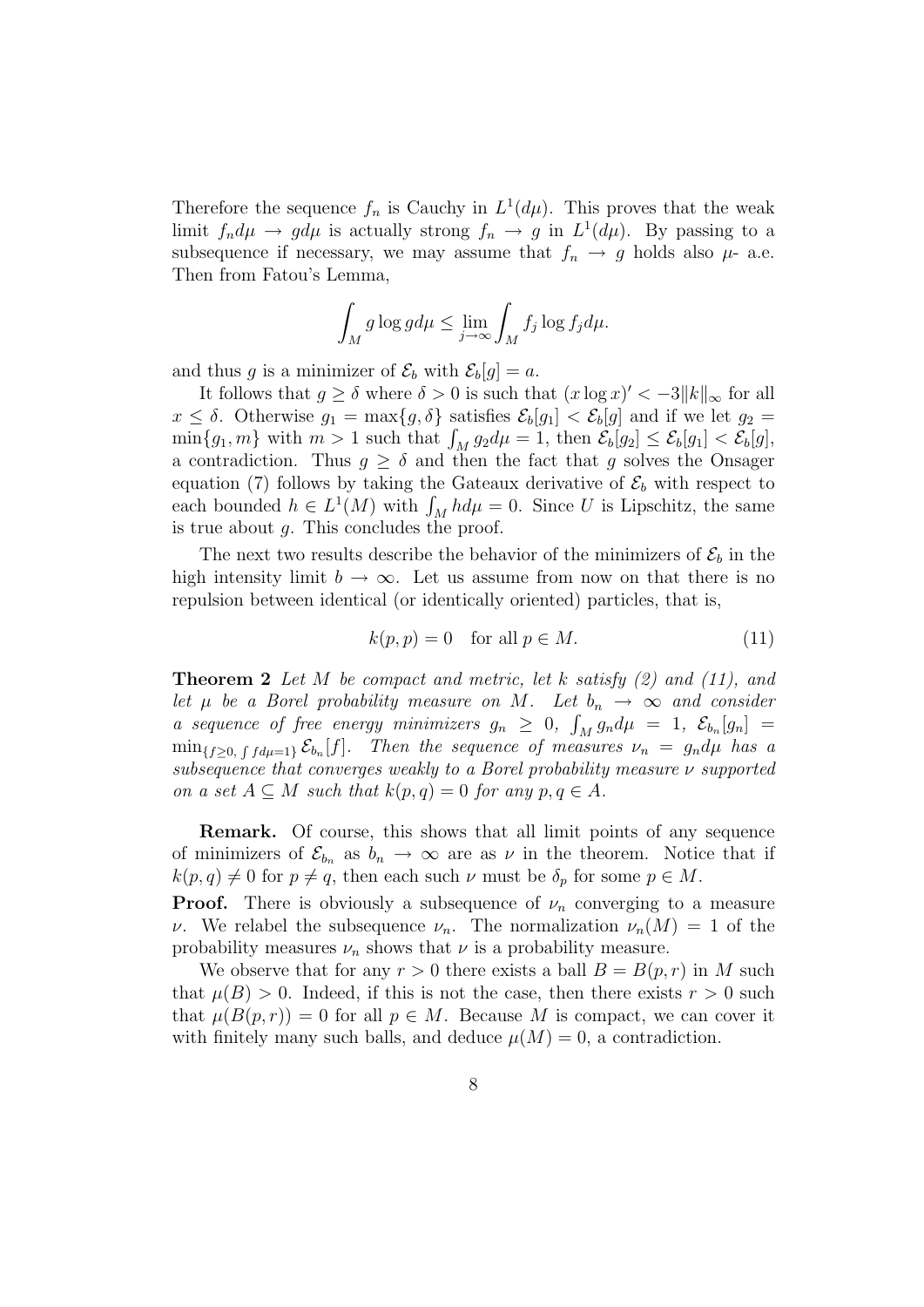Therefore the sequence $f_n$ is Cauchy in $L^1(d\mu)$. This proves that the weak limit $f_n d\mu \to g d\mu$ is actually strong $f_n \to g$ in $L^1(d\mu)$. By passing to a subsequence if necessary, we may assume that $f_n \to g$ holds also $\mu$- a.e. Then from Fatou's Lemma,

$$\int_M g \log g d\mu \leq \lim_{j\to\infty} \int_M f_j \log f_j d\mu.$$

and thus $g$ is a minimizer of $\mathcal{E}_b$ with $\mathcal{E}_b[g] = a$.

It follows that $g \geq \delta$ where $\delta > 0$ is such that $(x \log x)' < -3\|k\|_\infty$ for all $x \leq \delta$. Otherwise $g_1 = \max\{g, \delta\}$ satisfies $\mathcal{E}_b[g_1] < \mathcal{E}_b[g]$ and if we let $g_2 = \min\{g_1, m\}$ with $m > 1$ such that $\int_M g_2 d\mu = 1$, then $\mathcal{E}_b[g_2] \leq \mathcal{E}_b[g_1] < \mathcal{E}_b[g]$, a contradiction. Thus $g \geq \delta$ and then the fact that $g$ solves the Onsager equation (7) follows by taking the Gateaux derivative of $\mathcal{E}_b$ with respect to each bounded $h \in L^1(M)$ with $\int_M h d\mu = 0$. Since $U$ is Lipschitz, the same is true about $g$. This concludes the proof.

The next two results describe the behavior of the minimizers of $\mathcal{E}_b$ in the high intensity limit $b \to \infty$. Let us assume from now on that there is no repulsion between identical (or identically oriented) particles, that is,

$$k(p,p) = 0 \quad \text{for all } p \in M. \tag{11}$$

**Theorem 2** *Let $M$ be compact and metric, let $k$ satisfy (2) and (11), and let $\mu$ be a Borel probability measure on $M$. Let $b_n \to \infty$ and consider a sequence of free energy minimizers $g_n \geq 0$, $\int_M g_n d\mu = 1$, $\mathcal{E}_{b_n}[g_n] = \min_{\{f\geq 0,\, \int f d\mu = 1\}} \mathcal{E}_{b_n}[f]$. Then the sequence of measures $\nu_n = g_n d\mu$ has a subsequence that converges weakly to a Borel probability measure $\nu$ supported on a set $A \subseteq M$ such that $k(p,q) = 0$ for any $p, q \in A$.*

**Remark.** Of course, this shows that all limit points of any sequence of minimizers of $\mathcal{E}_{b_n}$ as $b_n \to \infty$ are as $\nu$ in the theorem. Notice that if $k(p,q) \neq 0$ for $p \neq q$, then each such $\nu$ must be $\delta_p$ for some $p \in M$.

**Proof.** There is obviously a subsequence of $\nu_n$ converging to a measure $\nu$. We relabel the subsequence $\nu_n$. The normalization $\nu_n(M) = 1$ of the probability measures $\nu_n$ shows that $\nu$ is a probability measure.

We observe that for any $r > 0$ there exists a ball $B = B(p,r)$ in $M$ such that $\mu(B) > 0$. Indeed, if this is not the case, then there exists $r > 0$ such that $\mu(B(p,r)) = 0$ for all $p \in M$. Because $M$ is compact, we can cover it with finitely many such balls, and deduce $\mu(M) = 0$, a contradiction.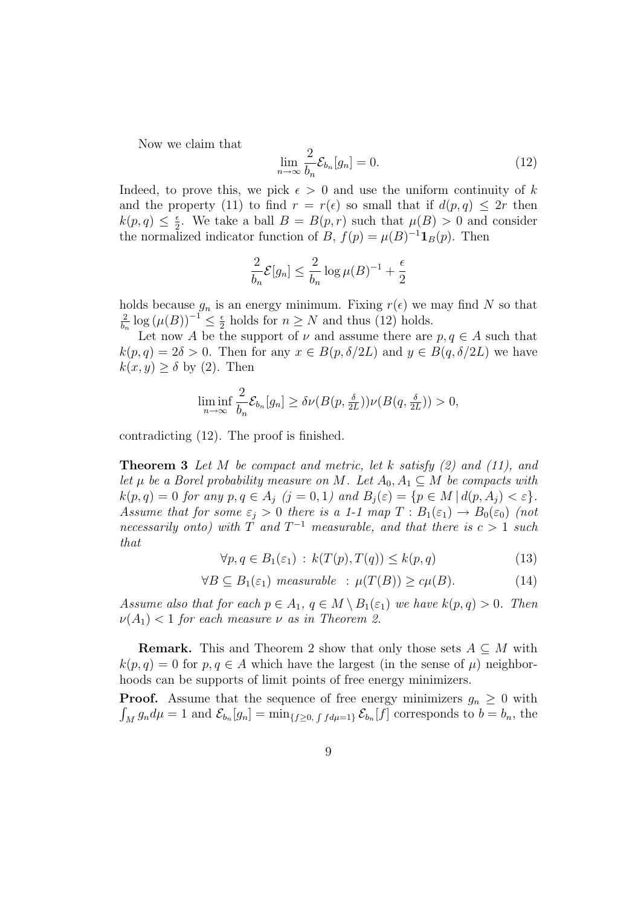Now we claim that

$$\lim_{n\to\infty} \frac{2}{b_n}\mathcal{E}_{b_n}[g_n] = 0. \tag{12}$$

Indeed, to prove this, we pick $\epsilon > 0$ and use the uniform continuity of $k$ and the property (11) to find $r = r(\epsilon)$ so small that if $d(p,q) \leq 2r$ then $k(p,q) \leq \frac{\epsilon}{2}$. We take a ball $B = B(p,r)$ such that $\mu(B) > 0$ and consider the normalized indicator function of $B$, $f(p) = \mu(B)^{-1}\mathbf{1}_B(p)$. Then

$$\frac{2}{b_n}\mathcal{E}[g_n] \leq \frac{2}{b_n}\log \mu(B)^{-1} + \frac{\epsilon}{2}$$

holds because $g_n$ is an energy minimum. Fixing $r(\epsilon)$ we may find $N$ so that $\frac{2}{b_n}\log\left(\mu(B)\right)^{-1} \leq \frac{\epsilon}{2}$ holds for $n \geq N$ and thus (12) holds.

Let now $A$ be the support of $\nu$ and assume there are $p, q \in A$ such that $k(p,q) = 2\delta > 0$. Then for any $x \in B(p, \delta/2L)$ and $y \in B(q, \delta/2L)$ we have $k(x,y) \geq \delta$ by (2). Then

$$\liminf_{n\to\infty} \frac{2}{b_n}\mathcal{E}_{b_n}[g_n] \geq \delta\nu(B(p, \tfrac{\delta}{2L}))\nu(B(q, \tfrac{\delta}{2L})) > 0,$$

contradicting (12). The proof is finished.

**Theorem 3** *Let $M$ be compact and metric, let $k$ satisfy (2) and (11), and let $\mu$ be a Borel probability measure on $M$. Let $A_0, A_1 \subseteq M$ be compacts with $k(p,q) = 0$ for any $p, q \in A_j$ $(j = 0,1)$ and $B_j(\varepsilon) = \{p \in M \,|\, d(p, A_j) < \varepsilon\}$. Assume that for some $\varepsilon_j > 0$ there is a 1-1 map $T : B_1(\varepsilon_1) \to B_0(\varepsilon_0)$ (not necessarily onto) with $T$ and $T^{-1}$ measurable, and that there is $c > 1$ such that*

$$\forall p, q \in B_1(\varepsilon_1) \,:\, k(T(p), T(q)) \leq k(p,q) \tag{13}$$

$$\forall B \subseteq B_1(\varepsilon_1) \text{ measurable } \,:\, \mu(T(B)) \geq c\mu(B). \tag{14}$$

*Assume also that for each $p \in A_1$, $q \in M \setminus B_1(\varepsilon_1)$ we have $k(p,q) > 0$. Then $\nu(A_1) < 1$ for each measure $\nu$ as in Theorem 2.*

**Remark.** This and Theorem 2 show that only those sets $A \subseteq M$ with $k(p,q) = 0$ for $p, q \in A$ which have the largest (in the sense of $\mu$) neighborhoods can be supports of limit points of free energy minimizers.

**Proof.** Assume that the sequence of free energy minimizers $g_n \geq 0$ with $\int_M g_n d\mu = 1$ and $\mathcal{E}_{b_n}[g_n] = \min_{\{f\geq 0,\, \int f d\mu = 1\}} \mathcal{E}_{b_n}[f]$ corresponds to $b = b_n$, the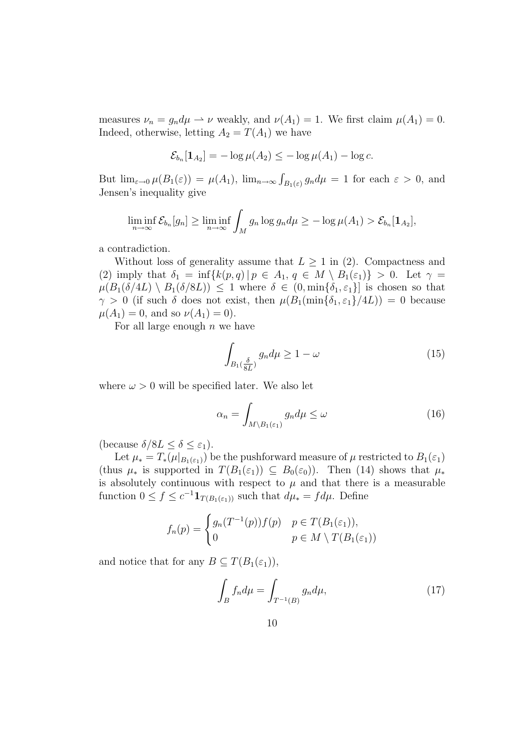measures $\nu_n = g_n d\mu \rightharpoonup \nu$ weakly, and $\nu(A_1) = 1$. We first claim $\mu(A_1) = 0$. Indeed, otherwise, letting $A_2 = T(A_1)$ we have

$$\mathcal{E}_{b_n}[\mathbf{1}_{A_2}] = -\log \mu(A_2) \leq -\log \mu(A_1) - \log c.$$

But $\lim_{\varepsilon \to 0} \mu(B_1(\varepsilon)) = \mu(A_1)$, $\lim_{n\to\infty} \int_{B_1(\varepsilon)} g_n d\mu = 1$ for each $\varepsilon > 0$, and Jensen's inequality give

$$\liminf_{n\to\infty} \mathcal{E}_{b_n}[g_n] \geq \liminf_{n\to\infty} \int_M g_n \log g_n d\mu \geq -\log \mu(A_1) > \mathcal{E}_{b_n}[\mathbf{1}_{A_2}],$$

a contradiction.

Without loss of generality assume that $L \geq 1$ in (2). Compactness and (2) imply that $\delta_1 = \inf\{k(p,q) \,|\, p \in A_1,\, q \in M \setminus B_1(\varepsilon_1)\} > 0$. Let $\gamma = \mu(B_1(\delta/4L) \setminus B_1(\delta/8L)) \leq 1$ where $\delta \in (0, \min\{\delta_1, \varepsilon_1\}]$ is chosen so that $\gamma > 0$ (if such $\delta$ does not exist, then $\mu(B_1(\min\{\delta_1, \varepsilon_1\}/4L)) = 0$ because $\mu(A_1) = 0$, and so $\nu(A_1) = 0$).

For all large enough $n$ we have

$$\int_{B_1(\frac{\delta}{8L})} g_n d\mu \geq 1 - \omega \tag{15}$$

where $\omega > 0$ will be specified later. We also let

$$\alpha_n = \int_{M\setminus B_1(\varepsilon_1)} g_n d\mu \leq \omega \tag{16}$$

(because $\delta/8L \leq \delta \leq \varepsilon_1$).

Let $\mu_* = T_*(\mu|_{B_1(\varepsilon_1)})$ be the pushforward measure of $\mu$ restricted to $B_1(\varepsilon_1)$ (thus $\mu_*$ is supported in $T(B_1(\varepsilon_1)) \subseteq B_0(\varepsilon_0)$). Then (14) shows that $\mu_*$ is absolutely continuous with respect to $\mu$ and that there is a measurable function $0 \leq f \leq c^{-1}\mathbf{1}_{T(B_1(\varepsilon_1))}$ such that $d\mu_* = f d\mu$. Define

$$f_n(p) = \begin{cases} g_n(T^{-1}(p)) f(p) & p \in T(B_1(\varepsilon_1)), \\ 0 & p \in M \setminus T(B_1(\varepsilon_1)) \end{cases}$$

and notice that for any $B \subseteq T(B_1(\varepsilon_1))$,

$$\int_B f_n d\mu = \int_{T^{-1}(B)} g_n d\mu, \tag{17}$$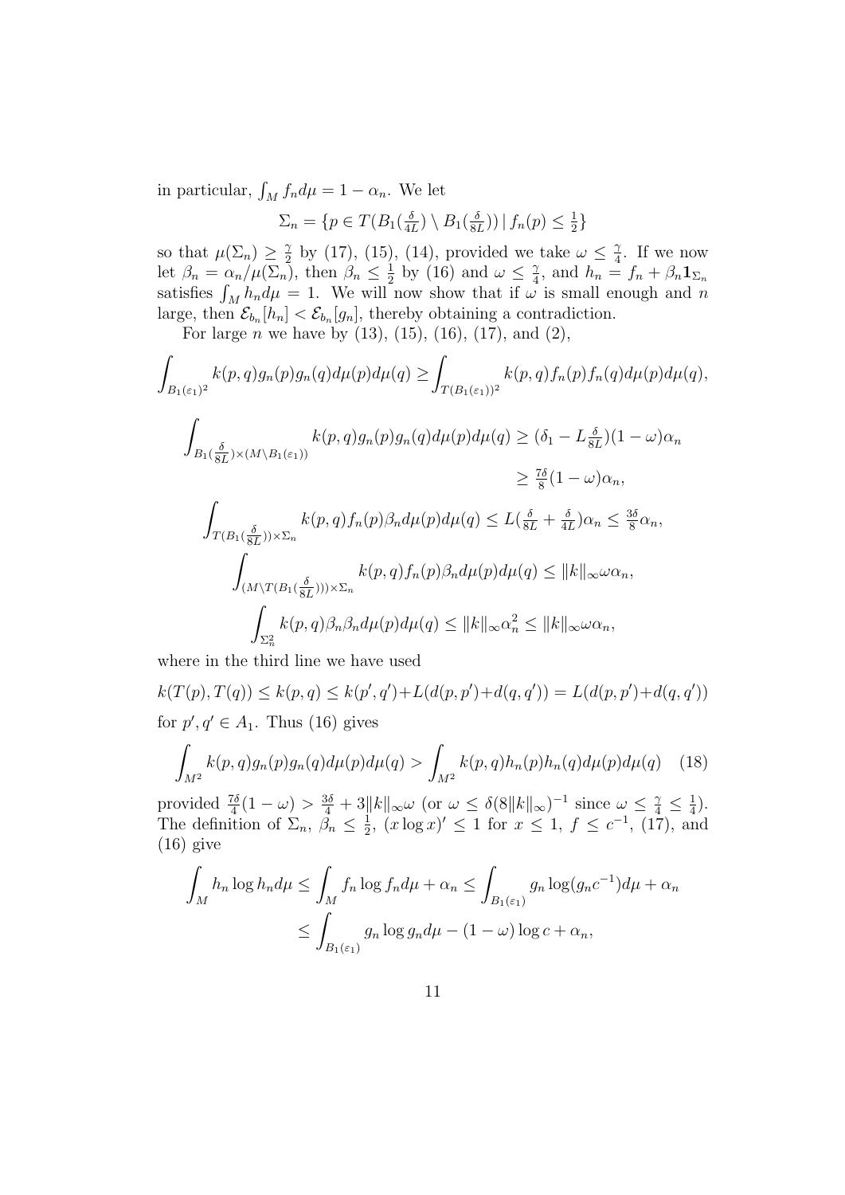in particular, $\int_M f_n d\mu = 1 - \alpha_n$. We let

$$\Sigma_n = \{p \in T(B_1(\tfrac{\delta}{4L}) \setminus B_1(\tfrac{\delta}{8L})) \,|\, f_n(p) \leq \tfrac{1}{2}\}$$

so that $\mu(\Sigma_n) \geq \frac{\gamma}{2}$ by (17), (15), (14), provided we take $\omega \leq \frac{\gamma}{4}$. If we now let $\beta_n = \alpha_n / \mu(\Sigma_n)$, then $\beta_n \leq \frac{1}{2}$ by (16) and $\omega \leq \frac{\gamma}{4}$, and $h_n = f_n + \beta_n \mathbf{1}_{\Sigma_n}$ satisfies $\int_M h_n d\mu = 1$. We will now show that if $\omega$ is small enough and $n$ large, then $\mathcal{E}_{b_n}[h_n] < \mathcal{E}_{b_n}[g_n]$, thereby obtaining a contradiction.

For large $n$ we have by (13), (15), (16), (17), and (2),

$$\int_{B_1(\varepsilon_1)^2} k(p,q) g_n(p) g_n(q) d\mu(p) d\mu(q) \geq \int_{T(B_1(\varepsilon_1))^2} k(p,q) f_n(p) f_n(q) d\mu(p) d\mu(q),$$

$$\int_{B_1(\frac{\delta}{8L}) \times (M \setminus B_1(\varepsilon_1))} k(p,q) g_n(p) g_n(q) d\mu(p) d\mu(q) \geq (\delta_1 - L\tfrac{\delta}{8L})(1-\omega)\alpha_n$$
$$\geq \tfrac{7\delta}{8}(1-\omega)\alpha_n,$$

$$\int_{T(B_1(\frac{\delta}{8L})) \times \Sigma_n} k(p,q) f_n(p) \beta_n d\mu(p) d\mu(q) \leq L(\tfrac{\delta}{8L} + \tfrac{\delta}{4L})\alpha_n \leq \tfrac{3\delta}{8}\alpha_n,$$

$$\int_{(M \setminus T(B_1(\frac{\delta}{8L}))) \times \Sigma_n} k(p,q) f_n(p) \beta_n d\mu(p) d\mu(q) \leq \|k\|_\infty \omega \alpha_n,$$

$$\int_{\Sigma_n^2} k(p,q) \beta_n \beta_n d\mu(p) d\mu(q) \leq \|k\|_\infty \alpha_n^2 \leq \|k\|_\infty \omega \alpha_n,$$

where in the third line we have used

$$k(T(p), T(q)) \leq k(p,q) \leq k(p',q') + L(d(p,p') + d(q,q')) = L(d(p,p') + d(q,q'))$$

for $p', q' \in A_1$. Thus (16) gives

$$\int_{M^2} k(p,q) g_n(p) g_n(q) d\mu(p) d\mu(q) > \int_{M^2} k(p,q) h_n(p) h_n(q) d\mu(p) d\mu(q) \quad (18)$$

provided $\frac{7\delta}{4}(1-\omega) > \frac{3\delta}{4} + 3\|k\|_\infty \omega$ (or $\omega \leq \delta(8\|k\|_\infty)^{-1}$ since $\omega \leq \frac{\gamma}{4} \leq \frac{1}{4}$). The definition of $\Sigma_n$, $\beta_n \leq \frac{1}{2}$, $(x \log x)' \leq 1$ for $x \leq 1$, $f \leq c^{-1}$, (17), and (16) give

$$\int_M h_n \log h_n d\mu \leq \int_M f_n \log f_n d\mu + \alpha_n \leq \int_{B_1(\varepsilon_1)} g_n \log(g_n c^{-1}) d\mu + \alpha_n$$
$$\leq \int_{B_1(\varepsilon_1)} g_n \log g_n d\mu - (1-\omega)\log c + \alpha_n,$$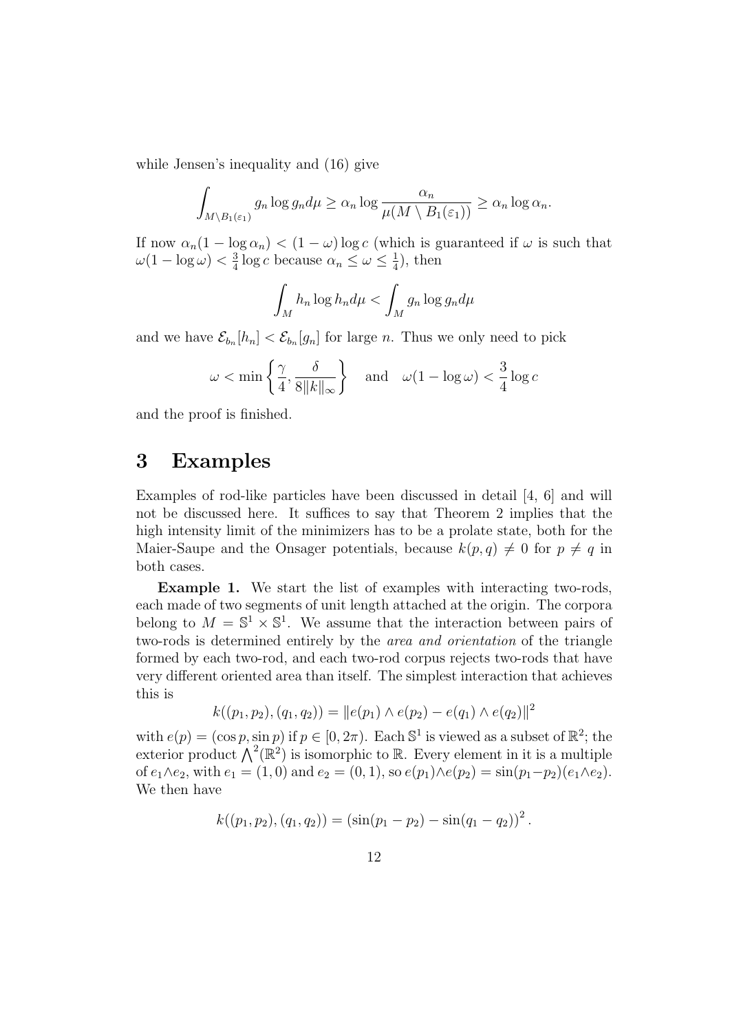while Jensen's inequality and (16) give

$$\int_{M\setminus B_1(\varepsilon_1)} g_n \log g_n d\mu \geq \alpha_n \log \frac{\alpha_n}{\mu(M \setminus B_1(\varepsilon_1))} \geq \alpha_n \log \alpha_n.$$

If now $\alpha_n(1 - \log \alpha_n) < (1 - \omega) \log c$ (which is guaranteed if $\omega$ is such that $\omega(1 - \log \omega) < \frac{3}{4} \log c$ because $\alpha_n \leq \omega \leq \frac{1}{4}$), then

$$\int_M h_n \log h_n d\mu < \int_M g_n \log g_n d\mu$$

and we have $\mathcal{E}_{b_n}[h_n] < \mathcal{E}_{b_n}[g_n]$ for large $n$. Thus we only need to pick

$$\omega < \min\left\{\frac{\gamma}{4}, \frac{\delta}{8\|k\|_\infty}\right\} \quad \text{and} \quad \omega(1 - \log \omega) < \frac{3}{4} \log c$$

and the proof is finished.

# 3 Examples

Examples of rod-like particles have been discussed in detail [4, 6] and will not be discussed here. It suffices to say that Theorem 2 implies that the high intensity limit of the minimizers has to be a prolate state, both for the Maier-Saupe and the Onsager potentials, because $k(p, q) \neq 0$ for $p \neq q$ in both cases.

**Example 1.** We start the list of examples with interacting two-rods, each made of two segments of unit length attached at the origin. The corpora belong to $M = \mathbb{S}^1 \times \mathbb{S}^1$. We assume that the interaction between pairs of two-rods is determined entirely by the *area and orientation* of the triangle formed by each two-rod, and each two-rod corpus rejects two-rods that have very different oriented area than itself. The simplest interaction that achieves this is

$$k((p_1, p_2), (q_1, q_2)) = \|e(p_1) \wedge e(p_2) - e(q_1) \wedge e(q_2)\|^2$$

with $e(p) = (\cos p, \sin p)$ if $p \in [0, 2\pi)$. Each $\mathbb{S}^1$ is viewed as a subset of $\mathbb{R}^2$; the exterior product $\bigwedge^2(\mathbb{R}^2)$ is isomorphic to $\mathbb{R}$. Every element in it is a multiple of $e_1 \wedge e_2$, with $e_1 = (1, 0)$ and $e_2 = (0, 1)$, so $e(p_1) \wedge e(p_2) = \sin(p_1 - p_2)(e_1 \wedge e_2)$. We then have

$$k((p_1, p_2), (q_1, q_2)) = (\sin(p_1 - p_2) - \sin(q_1 - q_2))^2.$$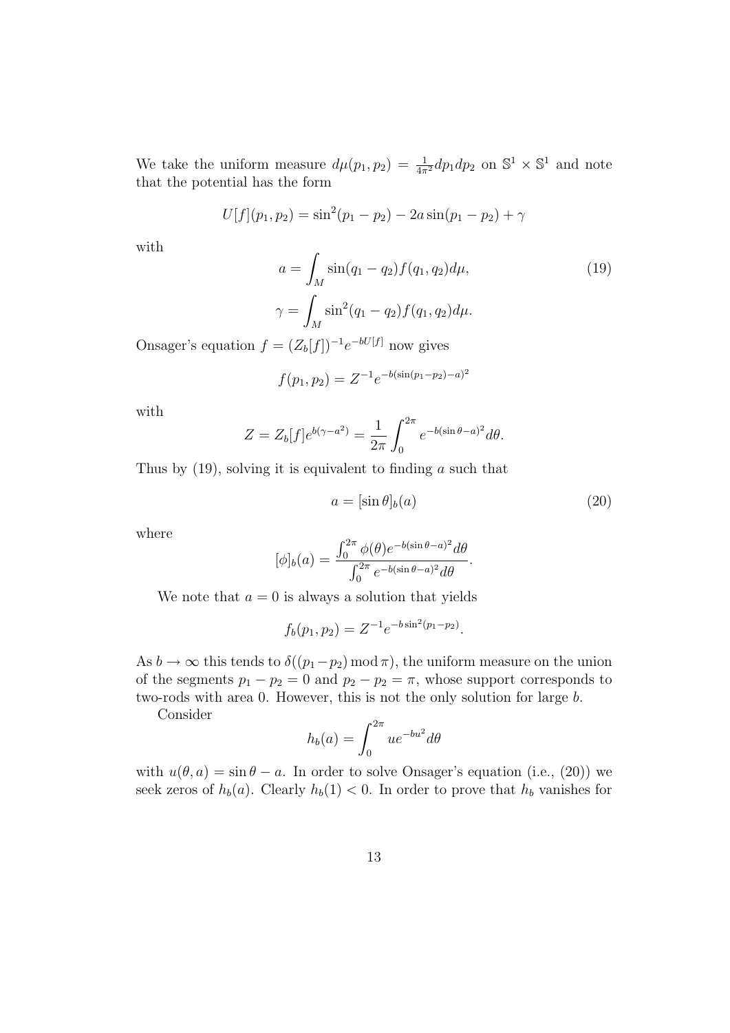We take the uniform measure $d\mu(p_1, p_2) = \frac{1}{4\pi^2} dp_1 dp_2$ on $\mathbb{S}^1 \times \mathbb{S}^1$ and note that the potential has the form

$$U[f](p_1, p_2) = \sin^2(p_1 - p_2) - 2a \sin(p_1 - p_2) + \gamma$$

with

$$a = \int_M \sin(q_1 - q_2) f(q_1, q_2) d\mu, \tag{19}$$
$$\gamma = \int_M \sin^2(q_1 - q_2) f(q_1, q_2) d\mu.$$

Onsager's equation $f = (Z_b[f])^{-1} e^{-bU[f]}$ now gives

$$f(p_1, p_2) = Z^{-1} e^{-b(\sin(p_1 - p_2) - a)^2}$$

with

$$Z = Z_b[f] e^{b(\gamma - a^2)} = \frac{1}{2\pi} \int_0^{2\pi} e^{-b(\sin\theta - a)^2} d\theta.$$

Thus by (19), solving it is equivalent to finding $a$ such that

$$a = [\sin\theta]_b(a) \tag{20}$$

where

$$[\phi]_b(a) = \frac{\int_0^{2\pi} \phi(\theta) e^{-b(\sin\theta - a)^2} d\theta}{\int_0^{2\pi} e^{-b(\sin\theta - a)^2} d\theta}.$$

We note that $a = 0$ is always a solution that yields

$$f_b(p_1, p_2) = Z^{-1} e^{-b \sin^2(p_1 - p_2)}.$$

As $b \to \infty$ this tends to $\delta((p_1 - p_2) \bmod \pi)$, the uniform measure on the union of the segments $p_1 - p_2 = 0$ and $p_2 - p_2 = \pi$, whose support corresponds to two-rods with area 0. However, this is not the only solution for large $b$.

Consider

$$h_b(a) = \int_0^{2\pi} u e^{-bu^2} d\theta$$

with $u(\theta, a) = \sin\theta - a$. In order to solve Onsager's equation (i.e., (20)) we seek zeros of $h_b(a)$. Clearly $h_b(1) < 0$. In order to prove that $h_b$ vanishes for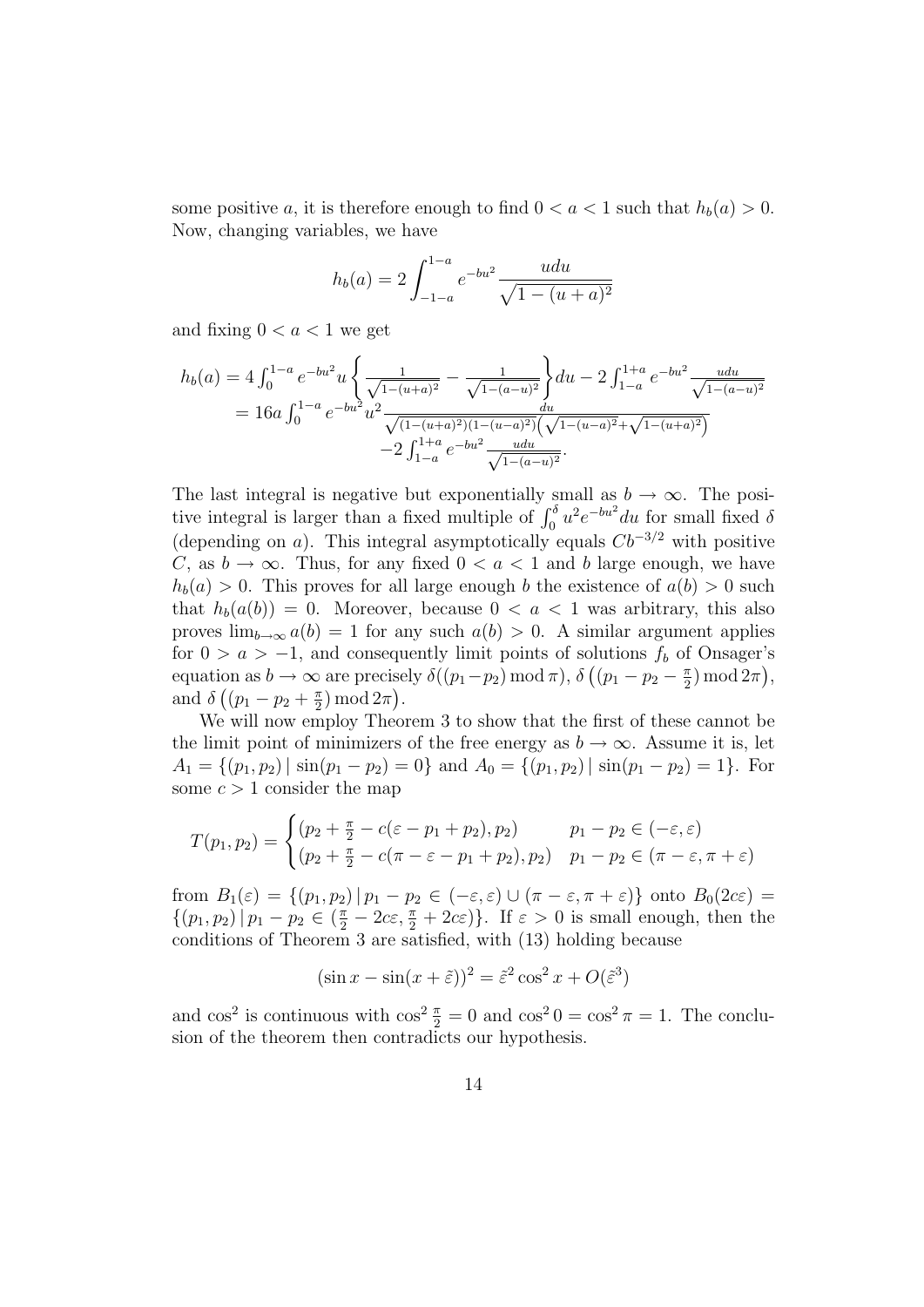some positive $a$, it is therefore enough to find $0 < a < 1$ such that $h_b(a) > 0$. Now, changing variables, we have

$$h_b(a) = 2\int_{-1-a}^{1-a} e^{-bu^2} \frac{udu}{\sqrt{1-(u+a)^2}}$$

and fixing $0 < a < 1$ we get

$$\begin{aligned} h_b(a) &= 4\int_0^{1-a} e^{-bu^2} u \left\{ \frac{1}{\sqrt{1-(u+a)^2}} - \frac{1}{\sqrt{1-(a-u)^2}} \right\} du - 2\int_{1-a}^{1+a} e^{-bu^2} \frac{udu}{\sqrt{1-(a-u)^2}} \\ &= 16a \int_0^{1-a} e^{-bu^2} u^2 \frac{du}{\sqrt{(1-(u+a)^2)(1-(u-a)^2)}\left(\sqrt{1-(u-a)^2}+\sqrt{1-(u+a)^2}\right)} \\ &\qquad -2\int_{1-a}^{1+a} e^{-bu^2} \frac{udu}{\sqrt{1-(a-u)^2}}. \end{aligned}$$

The last integral is negative but exponentially small as $b \to \infty$. The positive integral is larger than a fixed multiple of $\int_0^\delta u^2 e^{-bu^2} du$ for small fixed $\delta$ (depending on $a$). This integral asymptotically equals $Cb^{-3/2}$ with positive $C$, as $b \to \infty$. Thus, for any fixed $0 < a < 1$ and $b$ large enough, we have $h_b(a) > 0$. This proves for all large enough $b$ the existence of $a(b) > 0$ such that $h_b(a(b)) = 0$. Moreover, because $0 < a < 1$ was arbitrary, this also proves $\lim_{b\to\infty} a(b) = 1$ for any such $a(b) > 0$. A similar argument applies for $0 > a > -1$, and consequently limit points of solutions $f_b$ of Onsager's equation as $b \to \infty$ are precisely $\delta((p_1 - p_2) \bmod \pi)$, $\delta\left((p_1 - p_2 - \frac{\pi}{2}) \bmod 2\pi\right)$, and $\delta\left((p_1 - p_2 + \frac{\pi}{2}) \bmod 2\pi\right)$.

We will now employ Theorem 3 to show that the first of these cannot be the limit point of minimizers of the free energy as $b \to \infty$. Assume it is, let $A_1 = \{(p_1, p_2) \,|\, \sin(p_1 - p_2) = 0\}$ and $A_0 = \{(p_1, p_2) \,|\, \sin(p_1 - p_2) = 1\}$. For some $c > 1$ consider the map

$$T(p_1, p_2) = \begin{cases} (p_2 + \frac{\pi}{2} - c(\varepsilon - p_1 + p_2), p_2) & p_1 - p_2 \in (-\varepsilon, \varepsilon) \\ (p_2 + \frac{\pi}{2} - c(\pi - \varepsilon - p_1 + p_2), p_2) & p_1 - p_2 \in (\pi - \varepsilon, \pi + \varepsilon) \end{cases}$$

from $B_1(\varepsilon) = \{(p_1, p_2) \,|\, p_1 - p_2 \in (-\varepsilon, \varepsilon) \cup (\pi - \varepsilon, \pi + \varepsilon)\}$ onto $B_0(2c\varepsilon) = \{(p_1, p_2) \,|\, p_1 - p_2 \in (\frac{\pi}{2} - 2c\varepsilon, \frac{\pi}{2} + 2c\varepsilon)\}$. If $\varepsilon > 0$ is small enough, then the conditions of Theorem 3 are satisfied, with (13) holding because

$$(\sin x - \sin(x + \tilde{\varepsilon}))^2 = \tilde{\varepsilon}^2 \cos^2 x + O(\tilde{\varepsilon}^3)$$

and $\cos^2$ is continuous with $\cos^2 \frac{\pi}{2} = 0$ and $\cos^2 0 = \cos^2 \pi = 1$. The conclusion of the theorem then contradicts our hypothesis.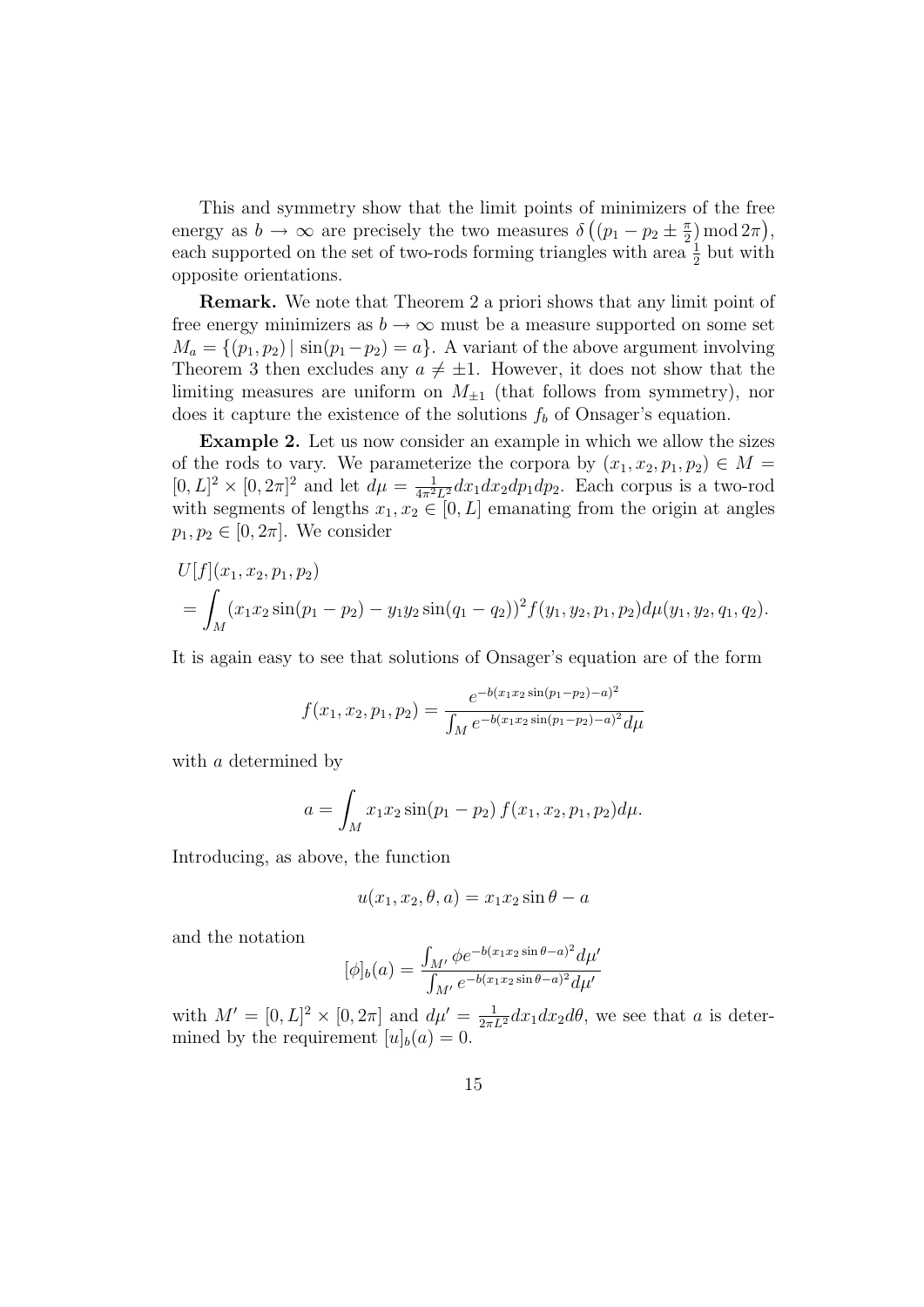This and symmetry show that the limit points of minimizers of the free energy as $b \to \infty$ are precisely the two measures $\delta\left((p_1 - p_2 \pm \frac{\pi}{2}) \bmod 2\pi\right)$, each supported on the set of two-rods forming triangles with area $\frac{1}{2}$ but with opposite orientations.

**Remark.** We note that Theorem 2 a priori shows that any limit point of free energy minimizers as $b \to \infty$ must be a measure supported on some set $M_a = \{(p_1, p_2) \mid \sin(p_1 - p_2) = a\}$. A variant of the above argument involving Theorem 3 then excludes any $a \neq \pm 1$. However, it does not show that the limiting measures are uniform on $M_{\pm 1}$ (that follows from symmetry), nor does it capture the existence of the solutions $f_b$ of Onsager's equation.

**Example 2.** Let us now consider an example in which we allow the sizes of the rods to vary. We parameterize the corpora by $(x_1, x_2, p_1, p_2) \in M = [0, L]^2 \times [0, 2\pi]^2$ and let $d\mu = \frac{1}{4\pi^2 L^2} dx_1 dx_2 dp_1 dp_2$. Each corpus is a two-rod with segments of lengths $x_1, x_2 \in [0, L]$ emanating from the origin at angles $p_1, p_2 \in [0, 2\pi]$. We consider

$$
\begin{aligned}
&U[f](x_1, x_2, p_1, p_2) \\
&= \int_M (x_1 x_2 \sin(p_1 - p_2) - y_1 y_2 \sin(q_1 - q_2))^2 f(y_1, y_2, p_1, p_2) d\mu(y_1, y_2, q_1, q_2).
\end{aligned}
$$

It is again easy to see that solutions of Onsager's equation are of the form

$$
f(x_1, x_2, p_1, p_2) = \frac{e^{-b(x_1 x_2 \sin(p_1 - p_2) - a)^2}}{\int_M e^{-b(x_1 x_2 \sin(p_1 - p_2) - a)^2} d\mu}
$$

with $a$ determined by

$$
a = \int_M x_1 x_2 \sin(p_1 - p_2)\, f(x_1, x_2, p_1, p_2) d\mu.
$$

Introducing, as above, the function

$$
u(x_1, x_2, \theta, a) = x_1 x_2 \sin\theta - a
$$

and the notation

$$
[\phi]_b(a) = \frac{\int_{M'} \phi e^{-b(x_1 x_2 \sin\theta - a)^2} d\mu'}{\int_{M'} e^{-b(x_1 x_2 \sin\theta - a)^2} d\mu'}
$$

with $M' = [0, L]^2 \times [0, 2\pi]$ and $d\mu' = \frac{1}{2\pi L^2} dx_1 dx_2 d\theta$, we see that $a$ is determined by the requirement $[u]_b(a) = 0$.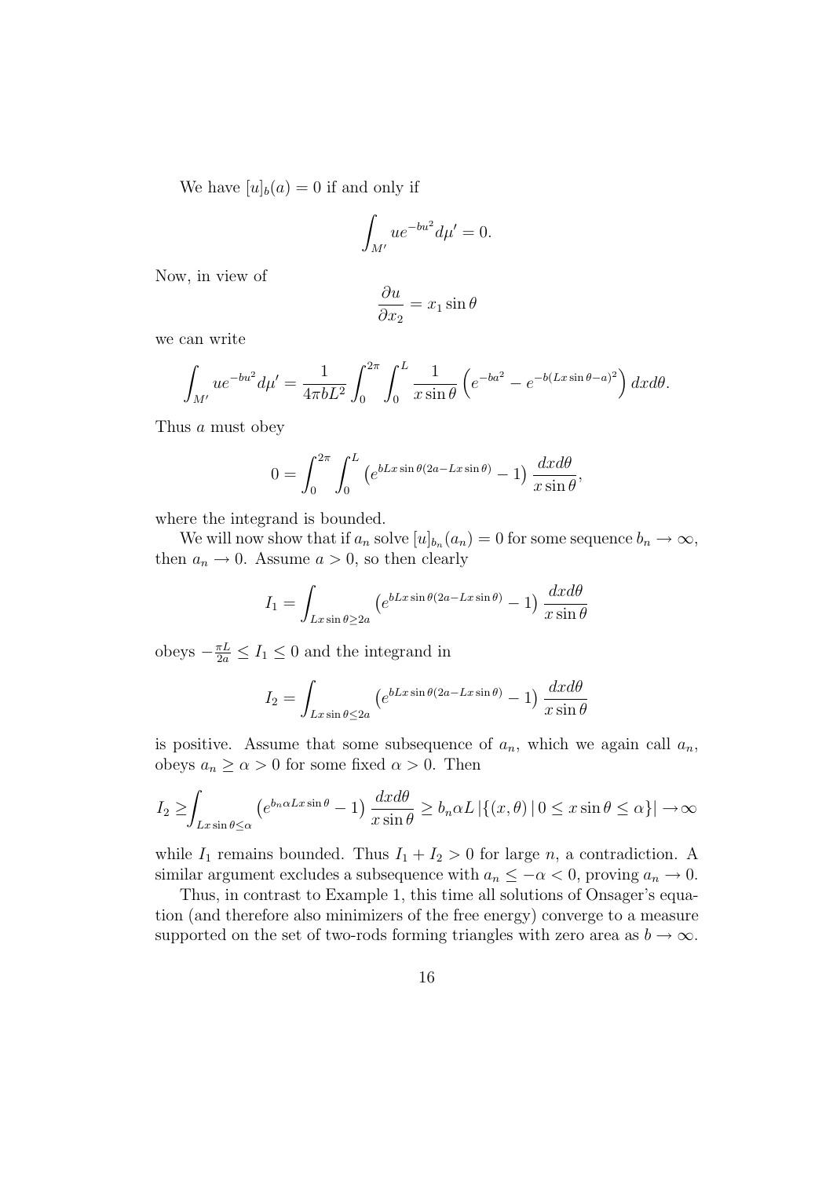We have $[u]_b(a) = 0$ if and only if

$$\int_{M'} u e^{-bu^2} d\mu' = 0.$$

Now, in view of

$$\frac{\partial u}{\partial x_2} = x_1 \sin\theta$$

we can write

$$\int_{M'} u e^{-bu^2} d\mu' = \frac{1}{4\pi b L^2} \int_0^{2\pi} \int_0^L \frac{1}{x \sin\theta} \left( e^{-ba^2} - e^{-b(Lx\sin\theta - a)^2} \right) dx d\theta.$$

Thus $a$ must obey

$$0 = \int_0^{2\pi} \int_0^L \left( e^{bLx\sin\theta(2a - Lx\sin\theta)} - 1 \right) \frac{dx d\theta}{x \sin\theta},$$

where the integrand is bounded.

We will now show that if $a_n$ solve $[u]_{b_n}(a_n) = 0$ for some sequence $b_n \to \infty$, then $a_n \to 0$. Assume $a > 0$, so then clearly

$$I_1 = \int_{Lx\sin\theta \geq 2a} \left( e^{bLx\sin\theta(2a - Lx\sin\theta)} - 1 \right) \frac{dx d\theta}{x \sin\theta}$$

obeys $-\frac{\pi L}{2a} \leq I_1 \leq 0$ and the integrand in

$$I_2 = \int_{Lx\sin\theta \leq 2a} \left( e^{bLx\sin\theta(2a - Lx\sin\theta)} - 1 \right) \frac{dx d\theta}{x \sin\theta}$$

is positive. Assume that some subsequence of $a_n$, which we again call $a_n$, obeys $a_n \geq \alpha > 0$ for some fixed $\alpha > 0$. Then

$$I_2 \geq \int_{Lx\sin\theta \leq \alpha} \left( e^{b_n \alpha L x \sin\theta} - 1 \right) \frac{dx d\theta}{x \sin\theta} \geq b_n \alpha L \left| \{(x, \theta) \,|\, 0 \leq x \sin\theta \leq \alpha\} \right| \to \infty$$

while $I_1$ remains bounded. Thus $I_1 + I_2 > 0$ for large $n$, a contradiction. A similar argument excludes a subsequence with $a_n \leq -\alpha < 0$, proving $a_n \to 0$.

Thus, in contrast to Example 1, this time all solutions of Onsager's equation (and therefore also minimizers of the free energy) converge to a measure supported on the set of two-rods forming triangles with zero area as $b \to \infty$.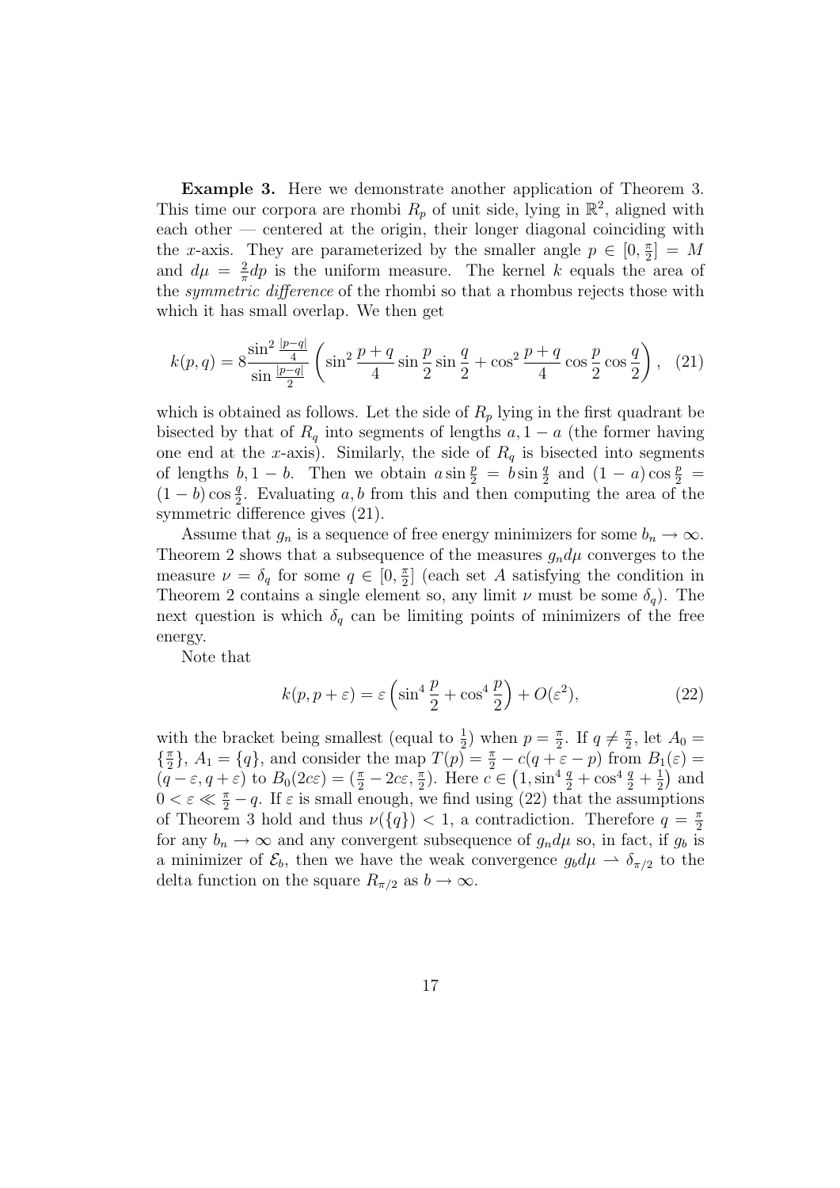**Example 3.** Here we demonstrate another application of Theorem 3. This time our corpora are rhombi $R_p$ of unit side, lying in $\mathbb{R}^2$, aligned with each other — centered at the origin, their longer diagonal coinciding with the $x$-axis. They are parameterized by the smaller angle $p \in [0, \frac{\pi}{2}] = M$ and $d\mu = \frac{2}{\pi} dp$ is the uniform measure. The kernel $k$ equals the area of the *symmetric difference* of the rhombi so that a rhombus rejects those with which it has small overlap. We then get

$$
k(p,q) = 8 \frac{\sin^2 \frac{|p-q|}{4}}{\sin \frac{|p-q|}{2}} \left( \sin^2 \frac{p+q}{4} \sin \frac{p}{2} \sin \frac{q}{2} + \cos^2 \frac{p+q}{4} \cos \frac{p}{2} \cos \frac{q}{2} \right), \quad (21)
$$

which is obtained as follows. Let the side of $R_p$ lying in the first quadrant be bisected by that of $R_q$ into segments of lengths $a, 1-a$ (the former having one end at the $x$-axis). Similarly, the side of $R_q$ is bisected into segments of lengths $b, 1-b$. Then we obtain $a \sin \frac{p}{2} = b \sin \frac{q}{2}$ and $(1-a) \cos \frac{p}{2} = (1-b) \cos \frac{q}{2}$. Evaluating $a, b$ from this and then computing the area of the symmetric difference gives (21).

Assume that $g_n$ is a sequence of free energy minimizers for some $b_n \to \infty$. Theorem 2 shows that a subsequence of the measures $g_n d\mu$ converges to the measure $\nu = \delta_q$ for some $q \in [0, \frac{\pi}{2}]$ (each set $A$ satisfying the condition in Theorem 2 contains a single element so, any limit $\nu$ must be some $\delta_q$). The next question is which $\delta_q$ can be limiting points of minimizers of the free energy.

Note that

$$
k(p, p+\varepsilon) = \varepsilon \left( \sin^4 \frac{p}{2} + \cos^4 \frac{p}{2} \right) + O(\varepsilon^2), \quad (22)
$$

with the bracket being smallest (equal to $\frac{1}{2}$) when $p = \frac{\pi}{2}$. If $q \neq \frac{\pi}{2}$, let $A_0 = \{\frac{\pi}{2}\}$, $A_1 = \{q\}$, and consider the map $T(p) = \frac{\pi}{2} - c(q + \varepsilon - p)$ from $B_1(\varepsilon) = (q - \varepsilon, q + \varepsilon)$ to $B_0(2c\varepsilon) = (\frac{\pi}{2} - 2c\varepsilon, \frac{\pi}{2})$. Here $c \in \left(1, \sin^4 \frac{q}{2} + \cos^4 \frac{q}{2} + \frac{1}{2}\right)$ and $0 < \varepsilon \ll \frac{\pi}{2} - q$. If $\varepsilon$ is small enough, we find using (22) that the assumptions of Theorem 3 hold and thus $\nu(\{q\}) < 1$, a contradiction. Therefore $q = \frac{\pi}{2}$ for any $b_n \to \infty$ and any convergent subsequence of $g_n d\mu$ so, in fact, if $g_b$ is a minimizer of $\mathcal{E}_b$, then we have the weak convergence $g_b d\mu \rightharpoonup \delta_{\pi/2}$ to the delta function on the square $R_{\pi/2}$ as $b \to \infty$.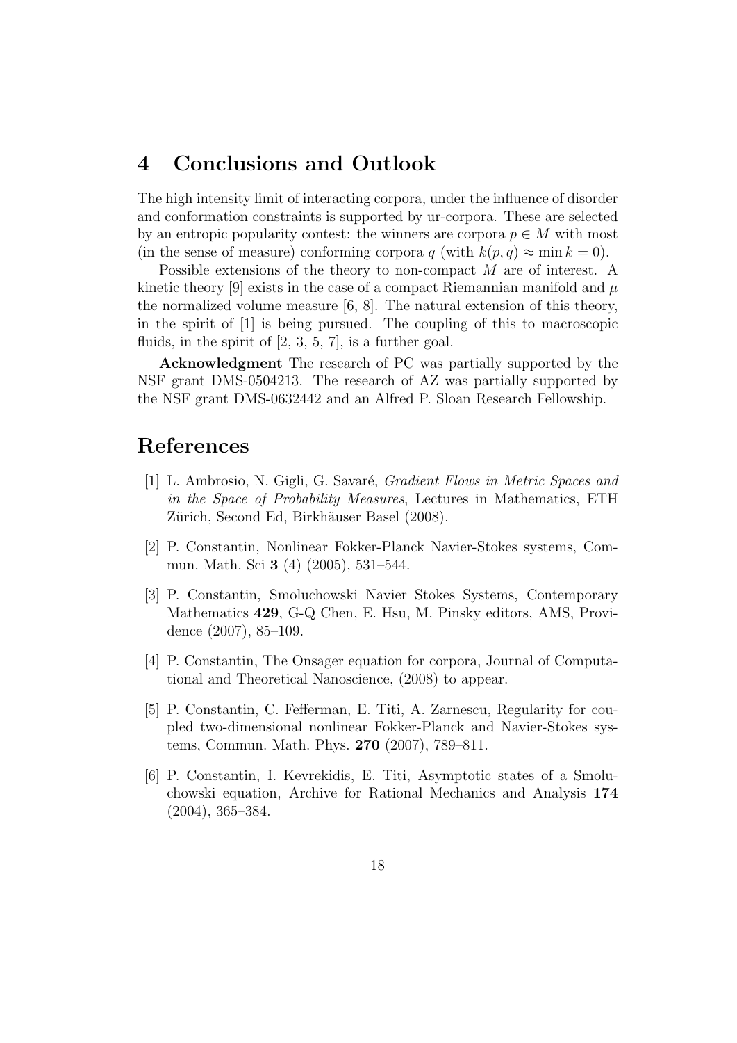## 4 Conclusions and Outlook

The high intensity limit of interacting corpora, under the influence of disorder and conformation constraints is supported by ur-corpora. These are selected by an entropic popularity contest: the winners are corpora $p \in M$ with most (in the sense of measure) conforming corpora $q$ (with $k(p, q) \approx \min k = 0$).

Possible extensions of the theory to non-compact $M$ are of interest. A kinetic theory [9] exists in the case of a compact Riemannian manifold and $\mu$ the normalized volume measure [6, 8]. The natural extension of this theory, in the spirit of [1] is being pursued. The coupling of this to macroscopic fluids, in the spirit of [2, 3, 5, 7], is a further goal.

**Acknowledgment** The research of PC was partially supported by the NSF grant DMS-0504213. The research of AZ was partially supported by the NSF grant DMS-0632442 and an Alfred P. Sloan Research Fellowship.

# References

[1] L. Ambrosio, N. Gigli, G. Savaré, *Gradient Flows in Metric Spaces and in the Space of Probability Measures*, Lectures in Mathematics, ETH Zürich, Second Ed, Birkhäuser Basel (2008).

[2] P. Constantin, Nonlinear Fokker-Planck Navier-Stokes systems, Commun. Math. Sci **3** (4) (2005), 531–544.

[3] P. Constantin, Smoluchowski Navier Stokes Systems, Contemporary Mathematics **429**, G-Q Chen, E. Hsu, M. Pinsky editors, AMS, Providence (2007), 85–109.

[4] P. Constantin, The Onsager equation for corpora, Journal of Computational and Theoretical Nanoscience, (2008) to appear.

[5] P. Constantin, C. Fefferman, E. Titi, A. Zarnescu, Regularity for coupled two-dimensional nonlinear Fokker-Planck and Navier-Stokes systems, Commun. Math. Phys. **270** (2007), 789–811.

[6] P. Constantin, I. Kevrekidis, E. Titi, Asymptotic states of a Smoluchowski equation, Archive for Rational Mechanics and Analysis **174** (2004), 365–384.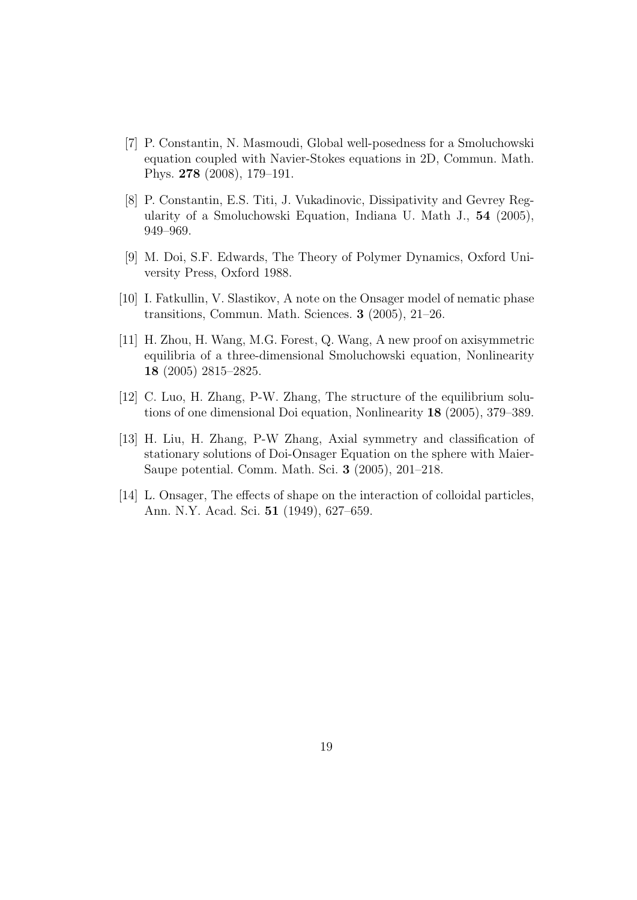[7] P. Constantin, N. Masmoudi, Global well-posedness for a Smoluchowski equation coupled with Navier-Stokes equations in 2D, Commun. Math. Phys. **278** (2008), 179–191.

[8] P. Constantin, E.S. Titi, J. Vukadinovic, Dissipativity and Gevrey Regularity of a Smoluchowski Equation, Indiana U. Math J., **54** (2005), 949–969.

[9] M. Doi, S.F. Edwards, The Theory of Polymer Dynamics, Oxford University Press, Oxford 1988.

[10] I. Fatkullin, V. Slastikov, A note on the Onsager model of nematic phase transitions, Commun. Math. Sciences. **3** (2005), 21–26.

[11] H. Zhou, H. Wang, M.G. Forest, Q. Wang, A new proof on axisymmetric equilibria of a three-dimensional Smoluchowski equation, Nonlinearity **18** (2005) 2815–2825.

[12] C. Luo, H. Zhang, P-W. Zhang, The structure of the equilibrium solutions of one dimensional Doi equation, Nonlinearity **18** (2005), 379–389.

[13] H. Liu, H. Zhang, P-W Zhang, Axial symmetry and classification of stationary solutions of Doi-Onsager Equation on the sphere with Maier-Saupe potential. Comm. Math. Sci. **3** (2005), 201–218.

[14] L. Onsager, The effects of shape on the interaction of colloidal particles, Ann. N.Y. Acad. Sci. **51** (1949), 627–659.